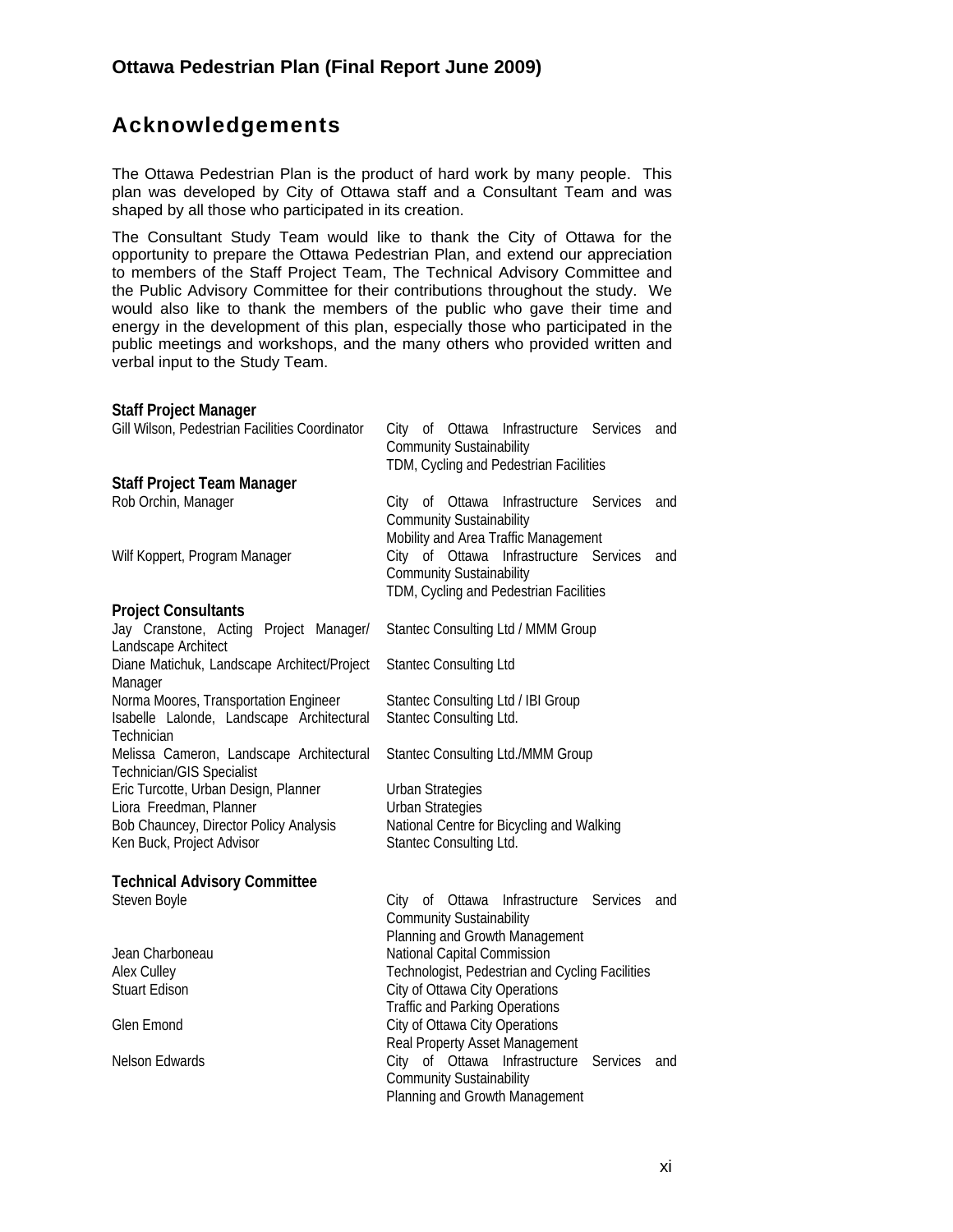# Acknowledgements

The Ottawa Pedestrian Plan is the product of hard work by many people. This plan was developed by City of Ottawa staff and a Consultant Team and was shaped by all those who participated in its creation.

The Consultant Study Team would like to thank the City of Ottawa for the opportunity to prepare the Ottawa Pedestrian Plan, and extend our appreciation to members of the Staff Project Team, The Technical Advisory Committee and the Public Advisory Committee for their contributions throughout the study. We would also like to thank the members of the public who gave their time and energy in the development of this plan, especially those who participated in the public meetings and workshops, and the many others who provided written and verbal input to the Study Team.

**Staff Project Manager**

| | |
|---|---|
| Gill Wilson, Pedestrian Facilities Coordinator | City of Ottawa Infrastructure Services and Community Sustainability<br>TDM, Cycling and Pedestrian Facilities |

**Staff Project Team Manager**

| | |
|---|---|
| Rob Orchin, Manager | City of Ottawa Infrastructure Services and Community Sustainability<br>Mobility and Area Traffic Management |
| Wilf Koppert, Program Manager | City of Ottawa Infrastructure Services and Community Sustainability<br>TDM, Cycling and Pedestrian Facilities |

**Project Consultants**

| | |
|---|---|
| Jay Cranstone, Acting Project Manager/ Landscape Architect | Stantec Consulting Ltd / MMM Group |
| Diane Matichuk, Landscape Architect/Project Manager | Stantec Consulting Ltd |
| Norma Moores, Transportation Engineer | Stantec Consulting Ltd / IBI Group |
| Isabelle Lalonde, Landscape Architectural Technician | Stantec Consulting Ltd. |
| Melissa Cameron, Landscape Architectural Technician/GIS Specialist | Stantec Consulting Ltd./MMM Group |
| Eric Turcotte, Urban Design, Planner | Urban Strategies |
| Liora Freedman, Planner | Urban Strategies |
| Bob Chauncey, Director Policy Analysis | National Centre for Bicycling and Walking |
| Ken Buck, Project Advisor | Stantec Consulting Ltd. |

**Technical Advisory Committee**

| | |
|---|---|
| Steven Boyle | City of Ottawa Infrastructure Services and Community Sustainability<br>Planning and Growth Management |
| Jean Charboneau | National Capital Commission |
| Alex Culley | Technologist, Pedestrian and Cycling Facilities |
| Stuart Edison | City of Ottawa City Operations<br>Traffic and Parking Operations |
| Glen Emond | City of Ottawa City Operations<br>Real Property Asset Management |
| Nelson Edwards | City of Ottawa Infrastructure Services and Community Sustainability<br>Planning and Growth Management |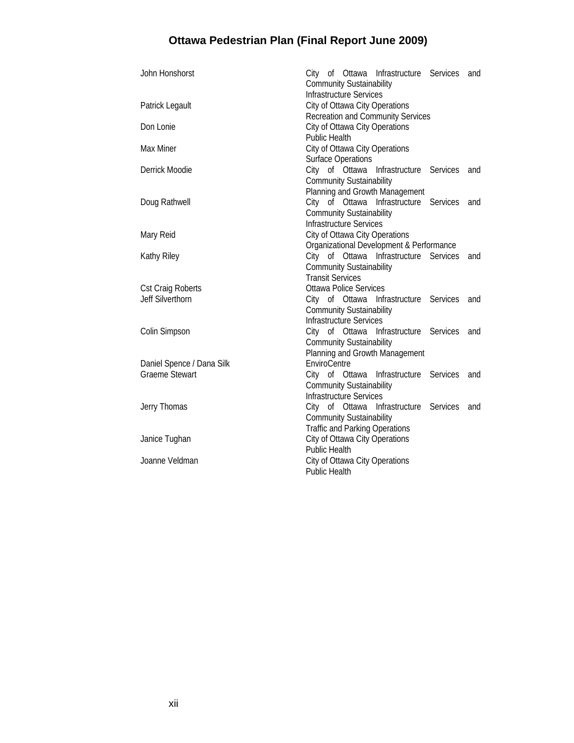| | |
|---|---|
| John Honshorst | City of Ottawa Infrastructure Services and Community Sustainability<br>Infrastructure Services |
| Patrick Legault | City of Ottawa City Operations<br>Recreation and Community Services |
| Don Lonie | City of Ottawa City Operations<br>Public Health |
| Max Miner | City of Ottawa City Operations<br>Surface Operations |
| Derrick Moodie | City of Ottawa Infrastructure Services and Community Sustainability<br>Planning and Growth Management |
| Doug Rathwell | City of Ottawa Infrastructure Services and Community Sustainability<br>Infrastructure Services |
| Mary Reid | City of Ottawa City Operations<br>Organizational Development & Performance |
| Kathy Riley | City of Ottawa Infrastructure Services and Community Sustainability<br>Transit Services |
| Cst Craig Roberts | Ottawa Police Services |
| Jeff Silverthorn | City of Ottawa Infrastructure Services and Community Sustainability<br>Infrastructure Services |
| Colin Simpson | City of Ottawa Infrastructure Services and Community Sustainability<br>Planning and Growth Management |
| Daniel Spence / Dana Silk | EnviroCentre |
| Graeme Stewart | City of Ottawa Infrastructure Services and Community Sustainability<br>Infrastructure Services |
| Jerry Thomas | City of Ottawa Infrastructure Services and Community Sustainability<br>Traffic and Parking Operations |
| Janice Tughan | City of Ottawa City Operations<br>Public Health |
| Joanne Veldman | City of Ottawa City Operations<br>Public Health |